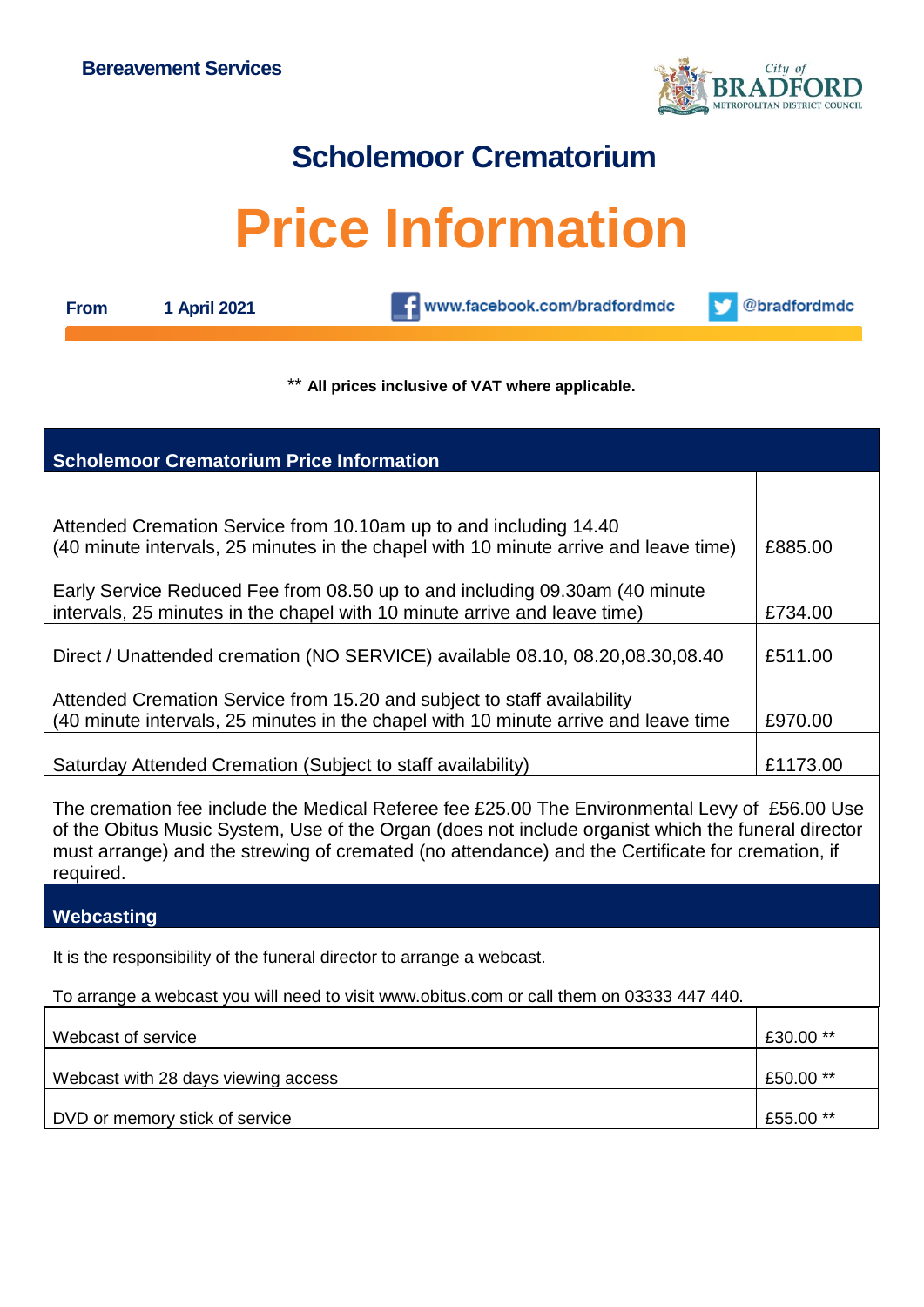**Bereavement Services**

City of BRADFORD METROPOLITAN DISTRICT COUNCIL

# Scholemoor Crematorium

# Price Information

**From** **1 April 2021**

www.facebook.com/bradfordmdc @bradfordmdc

** **All prices inclusive of VAT where applicable.**

| Scholemoor Crematorium Price Information | |
|---|---|
| Attended Cremation Service from 10.10am up to and including 14.40 (40 minute intervals, 25 minutes in the chapel with 10 minute arrive and leave time) | £885.00 |
| Early Service Reduced Fee from 08.50 up to and including 09.30am (40 minute intervals, 25 minutes in the chapel with 10 minute arrive and leave time) | £734.00 |
| Direct / Unattended cremation (NO SERVICE) available 08.10, 08.20,08.30,08.40 | £511.00 |
| Attended Cremation Service from 15.20 and subject to staff availability (40 minute intervals, 25 minutes in the chapel with 10 minute arrive and leave time | £970.00 |
| Saturday Attended Cremation (Subject to staff availability) | £1173.00 |

The cremation fee include the Medical Referee fee £25.00 The Environmental Levy of £56.00 Use of the Obitus Music System, Use of the Organ (does not include organist which the funeral director must arrange) and the strewing of cremated (no attendance) and the Certificate for cremation, if required.

## Webcasting

It is the responsibility of the funeral director to arrange a webcast.

To arrange a webcast you will need to visit www.obitus.com or call them on 03333 447 440.

| Item | Price |
|---|---|
| Webcast of service | £30.00 ** |
| Webcast with 28 days viewing access | £50.00 ** |
| DVD or memory stick of service | £55.00 ** |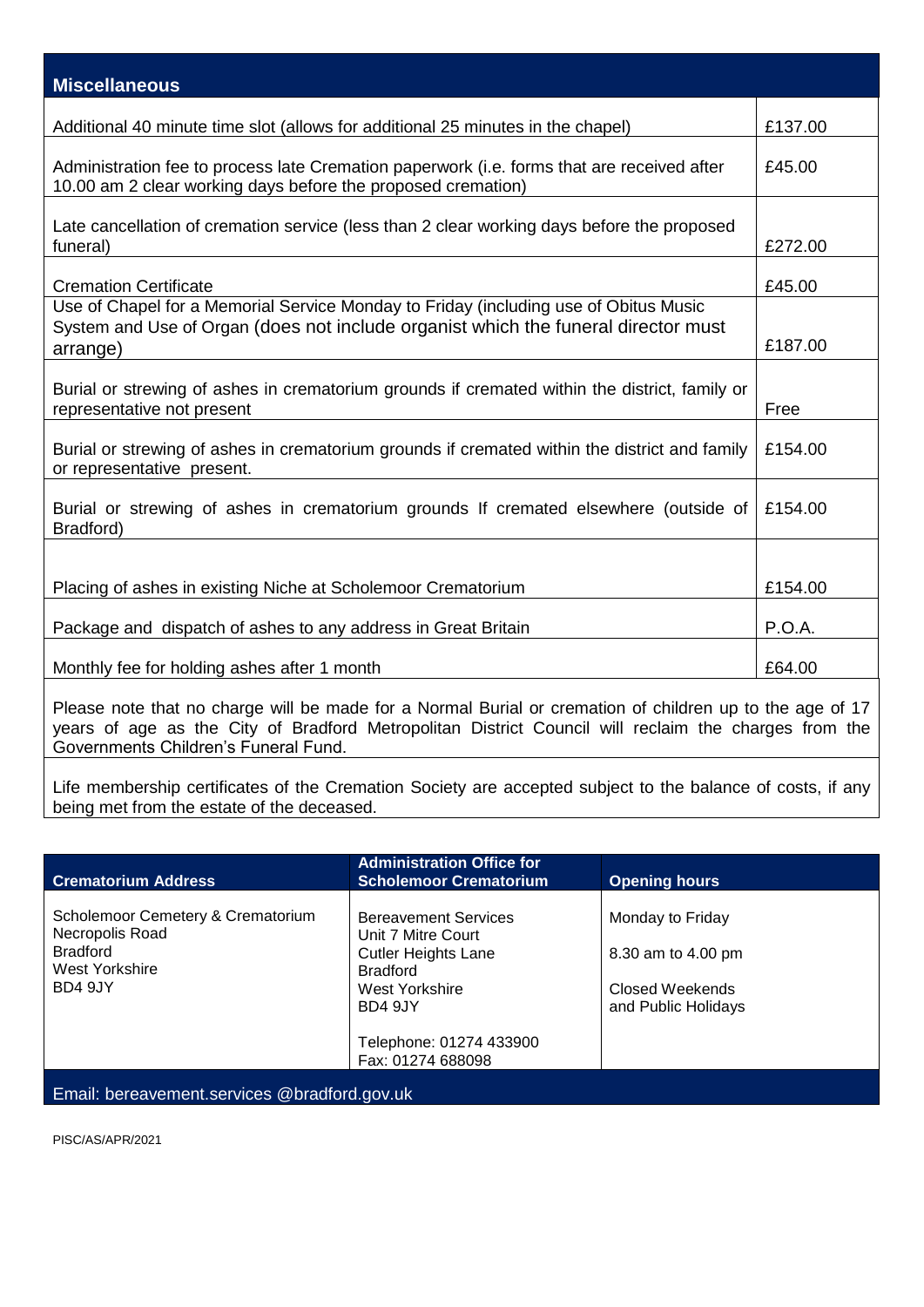| Miscellaneous | |
|---|---|
| Additional 40 minute time slot (allows for additional 25 minutes in the chapel) | £137.00 |
| Administration fee to process late Cremation paperwork (i.e. forms that are received after 10.00 am 2 clear working days before the proposed cremation) | £45.00 |
| Late cancellation of cremation service (less than 2 clear working days before the proposed funeral) | £272.00 |
| Cremation Certificate | £45.00 |
| Use of Chapel for a Memorial Service Monday to Friday (including use of Obitus Music System and Use of Organ (does not include organist which the funeral director must arrange) | £187.00 |
| Burial or strewing of ashes in crematorium grounds if cremated within the district, family or representative not present | Free |
| Burial or strewing of ashes in crematorium grounds if cremated within the district and family or representative present. | £154.00 |
| Burial or strewing of ashes in crematorium grounds If cremated elsewhere (outside of Bradford) | £154.00 |
| Placing of ashes in existing Niche at Scholemoor Crematorium | £154.00 |
| Package and dispatch of ashes to any address in Great Britain | P.O.A. |
| Monthly fee for holding ashes after 1 month | £64.00 |

Please note that no charge will be made for a Normal Burial or cremation of children up to the age of 17 years of age as the City of Bradford Metropolitan District Council will reclaim the charges from the Governments Children's Funeral Fund.

Life membership certificates of the Cremation Society are accepted subject to the balance of costs, if any being met from the estate of the deceased.

| Crematorium Address | Administration Office for Scholemoor Crematorium | Opening hours |
|---|---|---|
| Scholemoor Cemetery & Crematorium<br>Necropolis Road<br>Bradford<br>West Yorkshire<br>BD4 9JY | Bereavement Services<br>Unit 7 Mitre Court<br>Cutler Heights Lane<br>Bradford<br>West Yorkshire<br>BD4 9JY<br><br>Telephone: 01274 433900<br>Fax: 01274 688098 | Monday to Friday<br><br>8.30 am to 4.00 pm<br><br>Closed Weekends and Public Holidays |

Email: bereavement.services @bradford.gov.uk

PISC/AS/APR/2021